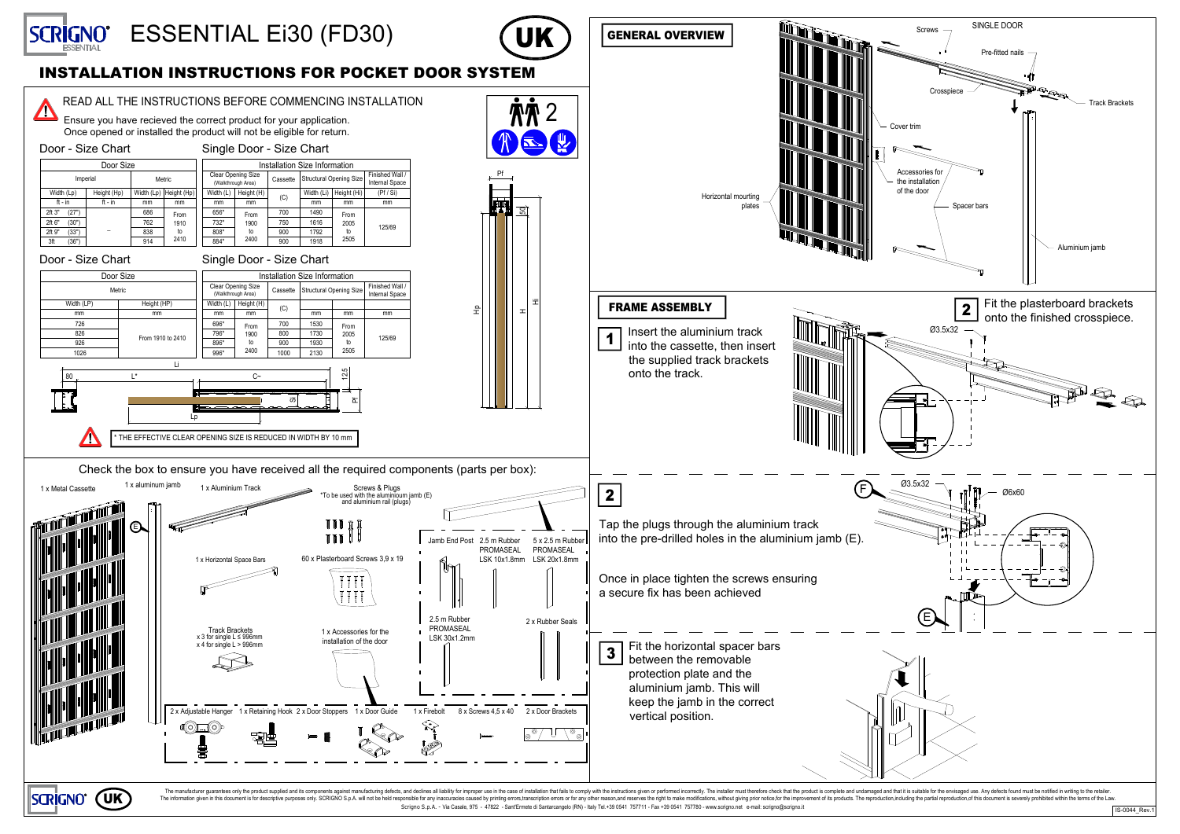# SCRIGNO ESSENTIAL Ei30 (FD30) UK

## INSTALLATION INSTRUCTIONS FOR POCKET DOOR SYSTEM

READ ALL THE INSTRUCTIONS BEFORE COMMENCING INSTALLATION

Ensure you have received the correct product for your application.
Once opened or installed the product will not be eligible for return.

2

### Door - Size Chart / Single Door - Size Chart

| Door Size | | | | Installation Size Information | | | | | |
|---|---|---|---|---|---|---|---|---|---|
| Imperial | | Metric | | Clear Opening Size (Walkthrough Area) | | Cassette | Structural Opening Size | | Finished Wall / Internal Space |
| Width (Lp) | Height (Hp) | Width (Lp) | Height (Hp) | Width (L) | Height (H) | (C) | Width (Li) | Height (Hi) | (Pf / Si) |
| ft - in | ft - in | mm | mm | mm | mm | mm | mm | mm | mm |
| 2ft 3" (27") | – | 686 | From 1910 to 2410 | 656* | From 1900 to 2400 | 700 | 1490 | From 2005 to 2505 | 125/69 |
| 2ft 6" (30") | | 762 | | 732* | | 750 | 1616 | | |
| 2ft 9" (33") | | 838 | | 808* | | 900 | 1792 | | |
| 3ft (36") | | 914 | | 884* | | 900 | 1918 | | |

### Door - Size Chart / Single Door - Size Chart

| Door Size | | Installation Size Information | | | | | |
|---|---|---|---|---|---|---|---|
| Metric | | Clear Opening Size (Walkthrough Area) | | Cassette | Structural Opening Size | | Finished Wall / Internal Space |
| Width (LP) | Height (HP) | Width (L) | Height (H) | (C) | | | |
| mm | mm | mm | mm | mm | mm | mm | mm |
| 726 | From 1910 to 2410 | 696* | From 1900 to 2400 | 700 | 1530 | From 2005 to 2505 | 125/69 |
| 826 | | 796* | | 800 | 1730 | | |
| 926 | | 896* | | 900 | 1930 | | |
| 1026 | | 996* | | 1000 | 2130 | | |

Li, 80, L*, C~, 12.5, Pf, Lp, Pf, 50, Hp, H, Hi

* THE EFFECTIVE CLEAR OPENING SIZE IS REDUCED IN WIDTH BY 10 mm

### Check the box to ensure you have received all the required components (parts per box):

- 1 x Metal Cassette (E)
- 1 x aluminum jamb
- 1 x Aluminium Track
- Screws & Plugs *To be used with the aluminium jamb (E) and aluminium rail (plugs)
- 1 x Horizontal Space Bars
- 60 x Plasterboard Screws 3,9 x 19
- Jamb End Post
- 2.5 m Rubber PROMASEAL LSK 10x1.8mm
- 5 x 2.5 m Rubber PROMASEAL LSK 20x1.8mm
- 2.5 m Rubber PROMASEAL LSK 30x1.2mm
- 2 x Rubber Seals
- Track Brackets x 3 for single L ≤ 996mm, x 4 for single L > 996mm
- 1 x Accessories for the installation of the door
- 2 x Adjustable Hanger
- 1 x Retaining Hook
- 2 x Door Stoppers
- 1 x Door Guide
- 1 x Firebolt
- 8 x Screws 4,5 x 40
- 2 x Door Brackets

## GENERAL OVERVIEW

SINGLE DOOR

Screws, Pre-fitted nails, Crosspiece, Track Brackets, Cover trim, Accessories for the installation of the door, Horizontal meuring plates, Spacer bars, Aluminium jamb

## FRAME ASSEMBLY

**1** Insert the aluminium track into the cassette, then insert the supplied track brackets onto the track.

**2** Fit the plasterboard brackets onto the finished crosspiece.

Ø3.5x32

**2** Tap the plugs through the aluminium track into the pre-drilled holes in the aluminium jamb (E).

Once in place tighten the screws ensuring a secure fix has been achieved

F, Ø3.5x32, Ø6x60, E

**3** Fit the horizontal spacer bars between the removable protection plate and the aluminium jamb. This will keep the jamb in the correct vertical position.

The manufacturer guarantees only the product supplied and its components against manufacturing defects, and declines all liability for improper use in the case of installation that fails to comply with the instructions given or performed incorrectly. The installer must therefore check that the product is complete and undamaged and that it is suitable for the envisaged use. Any defects found must be notified in writing to the retailer.
The information given in this document is for descriptive purposes only. SCRIGNO S.p.A. will not be held responsible for any inaccuracies caused by printing errors,transcription errors or for any other reason,and reserves the right to make modifications, without giving prior notice,for the improvement of its products. The reproduction,including the partial reproduction,of this document is severely prohibited within the terms of the Law.
Scrigno S.p.A. - Via Casale, 975 - 47822 - Sant'Ermete di Santarcangelo (RN) - Italy Tel.+39 0541 757711 - Fax +39 0541 757780 - www.scrigno.net e-mail: scrigno@scrigno.it

IS-0044_Rev.1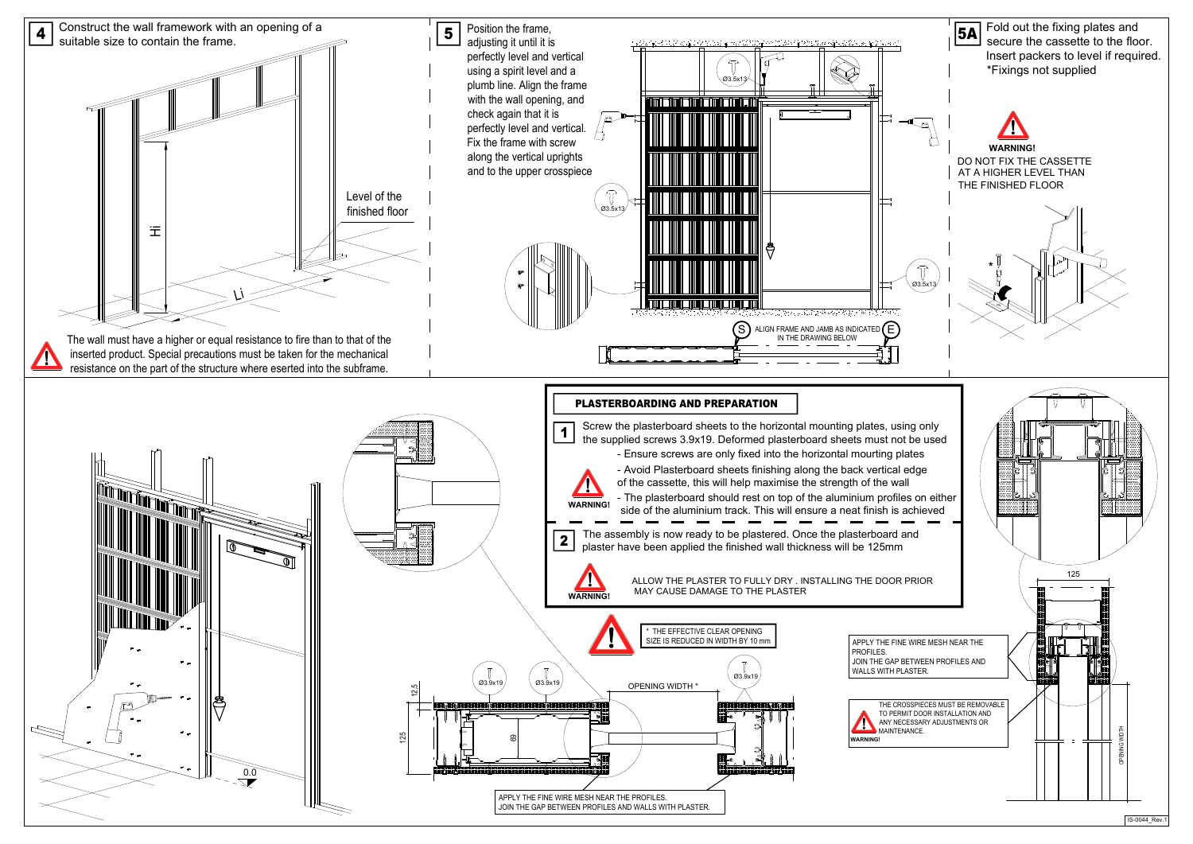**4** Construct the wall framework with an opening of a suitable size to contain the frame.

Level of the finished floor

Hi

Li

The wall must have a higher or equal resistance to fire than to that of the inserted product. Special precautions must be taken for the mechanical resistance on the part of the structure where eserted into the subframe.

**5** Position the frame, adjusting it until it is perfectly level and vertical using a spirit level and a plumb line. Align the frame with the wall opening, and check again that it is perfectly level and vertical. Fix the frame with screw along the vertical uprights and to the upper crosspiece

Ø3.5x13

Ø3.5x13

Ø3.5x13

S ALIGN FRAME AND JAMB AS INDICATED IN THE DRAWING BELOW E

**5A** Fold out the fixing plates and secure the cassette to the floor. Insert packers to level if required. *Fixings not supplied

**WARNING!**
DO NOT FIX THE CASSETTE AT A HIGHER LEVEL THAN THE FINISHED FLOOR

## PLASTERBOARDING AND PREPARATION

**1** Screw the plasterboard sheets to the horizontal mounting plates, using only the supplied screws 3.9x19. Deformed plasterboard sheets must not be used

**WARNING!**

- Ensure screws are only fixed into the horizontal mourting plates
- Avoid Plasterboard sheets finishing along the back vertical edge of the cassette, this will help maximise the strength of the wall
- The plasterboard should rest on top of the aluminium profiles on either side of the aluminium track. This will ensure a neat finish is achieved

**2** The assembly is now ready to be plastered. Once the plasterboard and plaster have been applied the finished wall thickness will be 125mm

**WARNING!** ALLOW THE PLASTER TO FULLY DRY . INSTALLING THE DOOR PRIOR MAY CAUSE DAMAGE TO THE PLASTER

* THE EFFECTIVE CLEAR OPENING SIZE IS REDUCED IN WIDTH BY 10 mm

0.0

Ø3.9x19

Ø3.9x19

Ø3.9x19

OPENING WIDTH *

12.5

125

69

APPLY THE FINE WIRE MESH NEAR THE PROFILES.
JOIN THE GAP BETWEEN PROFILES AND WALLS WITH PLASTER.

APPLY THE FINE WIRE MESH NEAR THE PROFILES.
JOIN THE GAP BETWEEN PROFILES AND WALLS WITH PLASTER.

**WARNING!** THE CROSSPIECES MUST BE REMOVABLE TO PERMIT DOOR INSTALLATION AND ANY NECESSARY ADJUSTMENTS OR MAINTENANCE.

125

OPENING WIDTH

IS-0044_Rev.1